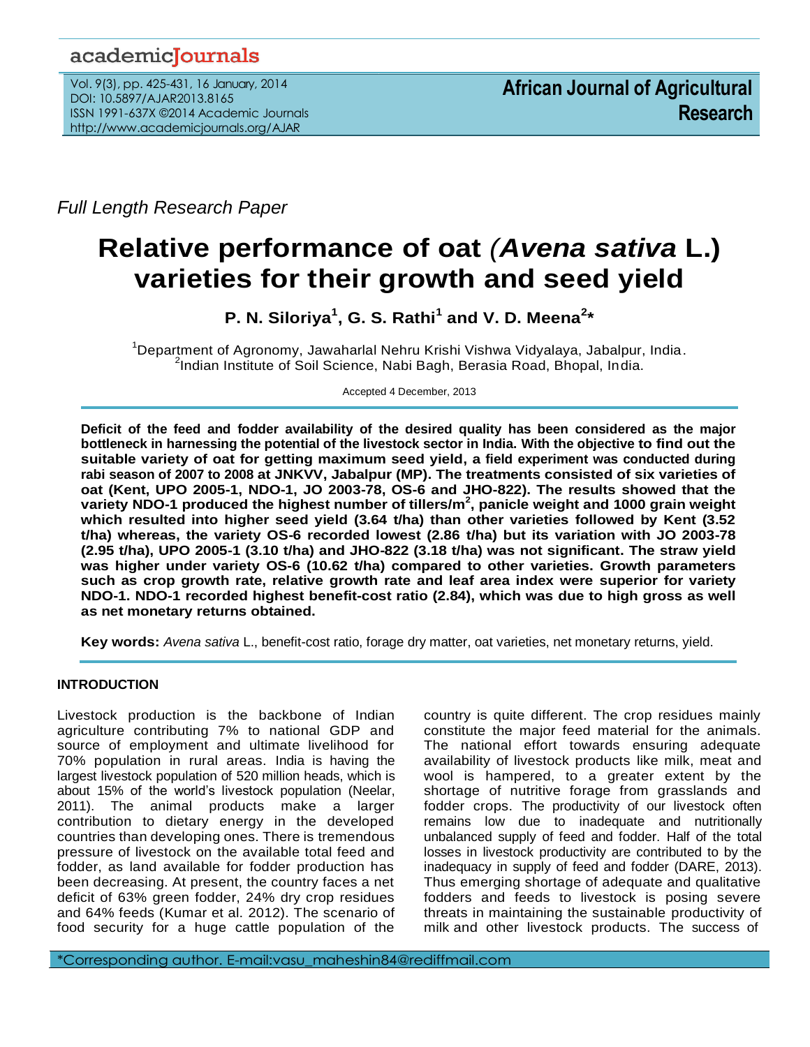Full Length Research Paper

# Relative performance of oat (*Avena sativa* L.) varieties for their growth and seed yield

**P. N. Siloriya[1], G. S. Rathi[1] and V. D. Meena[2]***

[1]Department of Agronomy, Jawaharlal Nehru Krishi Vishwa Vidyalaya, Jabalpur, India.
[2]Indian Institute of Soil Science, Nabi Bagh, Berasia Road, Bhopal, India.

Accepted 4 December, 2013

**Deficit of the feed and fodder availability of the desired quality has been considered as the major bottleneck in harnessing the potential of the livestock sector in India. With the objective to find out the suitable variety of oat for getting maximum seed yield, a field experiment was conducted during rabi season of 2007 to 2008 at JNKVV, Jabalpur (MP). The treatments consisted of six varieties of oat (Kent, UPO 2005-1, NDO-1, JO 2003-78, OS-6 and JHO-822). The results showed that the variety NDO-1 produced the highest number of tillers/m$^2$, panicle weight and 1000 grain weight which resulted into higher seed yield (3.64 t/ha) than other varieties followed by Kent (3.52 t/ha) whereas, the variety OS-6 recorded lowest (2.86 t/ha) but its variation with JO 2003-78 (2.95 t/ha), UPO 2005-1 (3.10 t/ha) and JHO-822 (3.18 t/ha) was not significant. The straw yield was higher under variety OS-6 (10.62 t/ha) compared to other varieties. Growth parameters such as crop growth rate, relative growth rate and leaf area index were superior for variety NDO-1. NDO-1 recorded highest benefit-cost ratio (2.84), which was due to high gross as well as net monetary returns obtained.**

**Key words:** *Avena sativa* L., benefit-cost ratio, forage dry matter, oat varieties, net monetary returns, yield.

## INTRODUCTION

Livestock production is the backbone of Indian agriculture contributing 7% to national GDP and source of employment and ultimate livelihood for 70% population in rural areas. India is having the largest livestock population of 520 million heads, which is about 15% of the world's livestock population (Neelar, 2011). The animal products make a larger contribution to dietary energy in the developed countries than developing ones. There is tremendous pressure of livestock on the available total feed and fodder, as land available for fodder production has been decreasing. At present, the country faces a net deficit of 63% green fodder, 24% dry crop residues and 64% feeds (Kumar et al. 2012). The scenario of food security for a huge cattle population of the country is quite different. The crop residues mainly constitute the major feed material for the animals. The national effort towards ensuring adequate availability of livestock products like milk, meat and wool is hampered, to a greater extent by the shortage of nutritive forage from grasslands and fodder crops. The productivity of our livestock often remains low due to inadequate and nutritionally unbalanced supply of feed and fodder. Half of the total losses in livestock productivity are contributed to by the inadequacy in supply of feed and fodder (DARE, 2013). Thus emerging shortage of adequate and qualitative fodders and feeds to livestock is posing severe threats in maintaining the sustainable productivity of milk and other livestock products. The success of

*Corresponding author. E-mail:vasu_maheshin84@rediffmail.com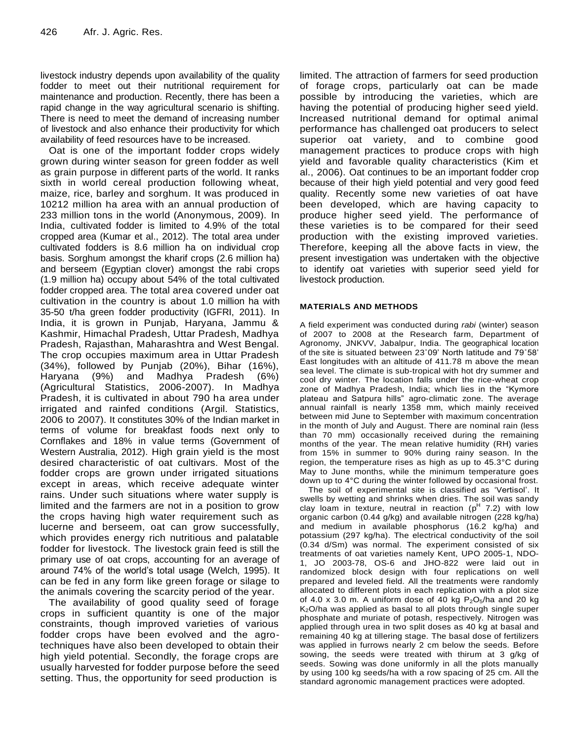livestock industry depends upon availability of the quality fodder to meet out their nutritional requirement for maintenance and production. Recently, there has been a rapid change in the way agricultural scenario is shifting. There is need to meet the demand of increasing number of livestock and also enhance their productivity for which availability of feed resources have to be increased.

Oat is one of the important fodder crops widely grown during winter season for green fodder as well as grain purpose in different parts of the world. It ranks sixth in world cereal production following wheat, maize, rice, barley and sorghum. It was produced in 10212 million ha area with an annual production of 233 million tons in the world (Anonymous, 2009). In India, cultivated fodder is limited to 4.9% of the total cropped area (Kumar et al., 2012). The total area under cultivated fodders is 8.6 million ha on individual crop basis. Sorghum amongst the kharif crops (2.6 million ha) and berseem (Egyptian clover) amongst the rabi crops (1.9 million ha) occupy about 54% of the total cultivated fodder cropped area. The total area covered under oat cultivation in the country is about 1.0 million ha with 35-50 t/ha green fodder productivity (IGFRI, 2011). In India, it is grown in Punjab, Haryana, Jammu & Kashmir, Himachal Pradesh, Uttar Pradesh, Madhya Pradesh, Rajasthan, Maharashtra and West Bengal. The crop occupies maximum area in Uttar Pradesh (34%), followed by Punjab (20%), Bihar (16%), Haryana (9%) and Madhya Pradesh (6%) (Agricultural Statistics, 2006-2007). In Madhya Pradesh, it is cultivated in about 790 ha area under irrigated and rainfed conditions (Argil. Statistics, 2006 to 2007). It constitutes 30% of the Indian market in terms of volume for breakfast foods next only to Cornflakes and 18% in value terms (Government of Western Australia, 2012). High grain yield is the most desired characteristic of oat cultivars. Most of the fodder crops are grown under irrigated situations except in areas, which receive adequate winter rains. Under such situations where water supply is limited and the farmers are not in a position to grow the crops having high water requirement such as lucerne and berseem, oat can grow successfully, which provides energy rich nutritious and palatable fodder for livestock. The livestock grain feed is still the primary use of oat crops, accounting for an average of around 74% of the world's total usage (Welch, 1995). It can be fed in any form like green forage or silage to the animals covering the scarcity period of the year.

The availability of good quality seed of forage crops in sufficient quantity is one of the major constraints, though improved varieties of various fodder crops have been evolved and the agro-techniques have also been developed to obtain their high yield potential. Secondly, the forage crops are usually harvested for fodder purpose before the seed setting. Thus, the opportunity for seed production is limited. The attraction of farmers for seed production of forage crops, particularly oat can be made possible by introducing the varieties, which are having the potential of producing higher seed yield. Increased nutritional demand for optimal animal performance has challenged oat producers to select superior oat variety, and to combine good management practices to produce crops with high yield and favorable quality characteristics (Kim et al., 2006). Oat continues to be an important fodder crop because of their high yield potential and very good feed quality. Recently some new varieties of oat have been developed, which are having capacity to produce higher seed yield. The performance of these varieties is to be compared for their seed production with the existing improved varieties. Therefore, keeping all the above facts in view, the present investigation was undertaken with the objective to identify oat varieties with superior seed yield for livestock production.

## MATERIALS AND METHODS

A field experiment was conducted during *rabi* (winter) season of 2007 to 2008 at the Research farm, Department of Agronomy, JNKVV, Jabalpur, India. The geographical location of the site is situated between 23˚09' North latitude and 79˚58' East longitudes with an altitude of 411.78 m above the mean sea level. The climate is sub-tropical with hot dry summer and cool dry winter. The location falls under the rice-wheat crop zone of Madhya Pradesh, India; which lies in the "Kymore plateau and Satpura hills" agro-climatic zone. The average annual rainfall is nearly 1358 mm, which mainly received between mid June to September with maximum concentration in the month of July and August. There are nominal rain (less than 70 mm) occasionally received during the remaining months of the year. The mean relative humidity (RH) varies from 15% in summer to 90% during rainy season. In the region, the temperature rises as high as up to 45.3°C during May to June months, while the minimum temperature goes down up to 4°C during the winter followed by occasional frost.

The soil of experimental site is classified as 'Vertisol'. It swells by wetting and shrinks when dries. The soil was sandy clay loam in texture, neutral in reaction ($p^H$ 7.2) with low organic carbon (0.44 g/kg) and available nitrogen (228 kg/ha) and medium in available phosphorus (16.2 kg/ha) and potassium (297 kg/ha). The electrical conductivity of the soil (0.34 d/Sm) was normal. The experiment consisted of six treatments of oat varieties namely Kent, UPO 2005-1, NDO-1, JO 2003-78, OS-6 and JHO-822 were laid out in randomized block design with four replications on well prepared and leveled field. All the treatments were randomly allocated to different plots in each replication with a plot size of 4.0 x 3.0 m. A uniform dose of 40 kg $P_2O_5$/ha and 20 kg $K_2O$/ha was applied as basal to all plots through single super phosphate and muriate of potash, respectively. Nitrogen was applied through urea in two split doses as 40 kg at basal and remaining 40 kg at tillering stage. The basal dose of fertilizers was applied in furrows nearly 2 cm below the seeds. Before sowing, the seeds were treated with thirum at 3 g/kg of seeds. Sowing was done uniformly in all the plots manually by using 100 kg seeds/ha with a row spacing of 25 cm. All the standard agronomic management practices were adopted.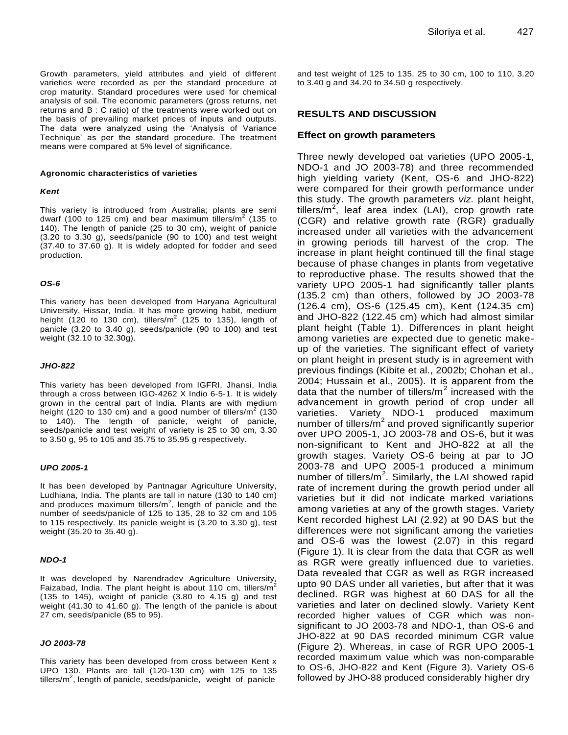Growth parameters, yield attributes and yield of different varieties were recorded as per the standard procedure at crop maturity. Standard procedures were used for chemical analysis of soil. The economic parameters (gross returns, net returns and B : C ratio) of the treatments were worked out on the basis of prevailing market prices of inputs and outputs. The data were analyzed using the 'Analysis of Variance Technique' as per the standard procedure. The treatment means were compared at 5% level of significance.

#### Agronomic characteristics of varieties

##### *Kent*

This variety is introduced from Australia; plants are semi dwarf (100 to 125 cm) and bear maximum tillers/m$^2$ (135 to 140). The length of panicle (25 to 30 cm), weight of panicle (3.20 to 3.30 g), seeds/panicle (90 to 100) and test weight (37.40 to 37.60 g). It is widely adopted for fodder and seed production.

##### *OS-6*

This variety has been developed from Haryana Agricultural University, Hissar, India. It has more growing habit, medium height (120 to 130 cm), tillers/m$^2$ (125 to 135), length of panicle (3.20 to 3.40 g), seeds/panicle (90 to 100) and test weight (32.10 to 32.30g).

##### *JHO-822*

This variety has been developed from IGFRI, Jhansi, India through a cross between IGO-4262 X Indio 6-5-1. It is widely grown in the central part of India. Plants are with medium height (120 to 130 cm) and a good number of tillers/m$^2$ (130 to 140). The length of panicle, weight of panicle, seeds/panicle and test weight of variety is 25 to 30 cm, 3.30 to 3.50 g, 95 to 105 and 35.75 to 35.95 g respectively.

##### *UPO 2005-1*

It has been developed by Pantnagar Agriculture University, Ludhiana, India. The plants are tall in nature (130 to 140 cm) and produces maximum tillers/m$^2$, length of panicle and the number of seeds/panicle of 125 to 135, 28 to 32 cm and 105 to 115 respectively. Its panicle weight is (3.20 to 3.30 g), test weight (35.20 to 35.40 g).

##### *NDO-1*

It was developed by Narendradev Agriculture University, Faizabad, India. The plant height is about 110 cm, tillers/m$^2$ (135 to 145), weight of panicle (3.80 to 4.15 g) and test weight (41.30 to 41.60 g). The length of the panicle is about 27 cm, seeds/panicle (85 to 95).

##### *JO 2003-78*

This variety has been developed from cross between Kent x UPO 130. Plants are tall (120-130 cm) with 125 to 135 tillers/m$^2$, length of panicle, seeds/panicle, weight of panicle and test weight of 125 to 135, 25 to 30 cm, 100 to 110, 3.20 to 3.40 g and 34.20 to 34.50 g respectively.

## RESULTS AND DISCUSSION

### Effect on growth parameters

Three newly developed oat varieties (UPO 2005-1, NDO-1 and JO 2003-78) and three recommended high yielding variety (Kent, OS-6 and JHO-822) were compared for their growth performance under this study. The growth parameters *viz.* plant height, tillers/m$^2$, leaf area index (LAI), crop growth rate (CGR) and relative growth rate (RGR) gradually increased under all varieties with the advancement in growing periods till harvest of the crop. The increase in plant height continued till the final stage because of phase changes in plants from vegetative to reproductive phase. The results showed that the variety UPO 2005-1 had significantly taller plants (135.2 cm) than others, followed by JO 2003-78 (126.4 cm), OS-6 (125.45 cm), Kent (124.35 cm) and JHO-822 (122.45 cm) which had almost similar plant height (Table 1). Differences in plant height among varieties are expected due to genetic make-up of the varieties. The significant effect of variety on plant height in present study is in agreement with previous findings (Kibite et al., 2002b; Chohan et al., 2004; Hussain et al., 2005). It is apparent from the data that the number of tillers/m$^2$ increased with the advancement in growth period of crop under all varieties. Variety NDO-1 produced maximum number of tillers/m$^2$ and proved significantly superior over UPO 2005-1, JO 2003-78 and OS-6, but it was non-significant to Kent and JHO-822 at all the growth stages. Variety OS-6 being at par to JO 2003-78 and UPO 2005-1 produced a minimum number of tillers/m$^2$. Similarly, the LAI showed rapid rate of increment during the growth period under all varieties but it did not indicate marked variations among varieties at any of the growth stages. Variety Kent recorded highest LAI (2.92) at 90 DAS but the differences were not significant among the varieties and OS-6 was the lowest (2.07) in this regard (Figure 1). It is clear from the data that CGR as well as RGR were greatly influenced due to varieties. Data revealed that CGR as well as RGR increased upto 90 DAS under all varieties, but after that it was declined. RGR was highest at 60 DAS for all the varieties and later on declined slowly. Variety Kent recorded higher values of CGR which was non-significant to JO 2003-78 and NDO-1, than OS-6 and JHO-822 at 90 DAS recorded minimum CGR value (Figure 2). Whereas, in case of RGR UPO 2005-1 recorded maximum value which was non-comparable to OS-6, JHO-822 and Kent (Figure 3). Variety OS-6 followed by JHO-88 produced considerably higher dry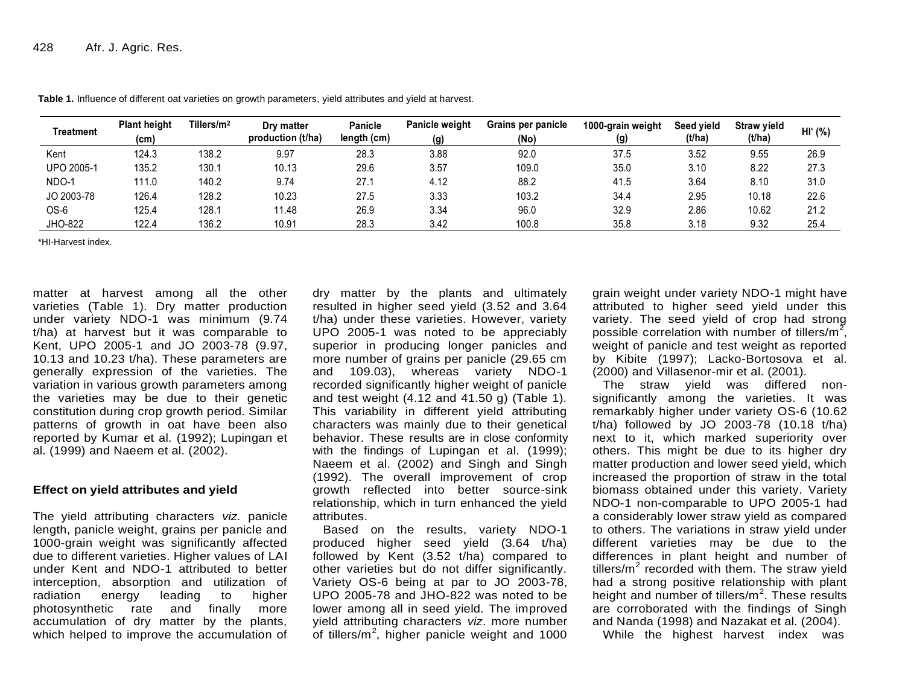**Table 1.** Influence of different oat varieties on growth parameters, yield attributes and yield at harvest.

| Treatment | Plant height (cm) | Tillers/m$^2$ | Dry matter production (t/ha) | Panicle length (cm) | Panicle weight (g) | Grains per panicle (No) | 1000-grain weight (g) | Seed yield (t/ha) | Straw yield (t/ha) | HI* (%) |
|---|---|---|---|---|---|---|---|---|---|---|
| Kent | 124.3 | 138.2 | 9.97 | 28.3 | 3.88 | 92.0 | 37.5 | 3.52 | 9.55 | 26.9 |
| UPO 2005-1 | 135.2 | 130.1 | 10.13 | 29.6 | 3.57 | 109.0 | 35.0 | 3.10 | 8.22 | 27.3 |
| NDO-1 | 111.0 | 140.2 | 9.74 | 27.1 | 4.12 | 88.2 | 41.5 | 3.64 | 8.10 | 31.0 |
| JO 2003-78 | 126.4 | 128.2 | 10.23 | 27.5 | 3.33 | 103.2 | 34.4 | 2.95 | 10.18 | 22.6 |
| OS-6 | 125.4 | 128.1 | 11.48 | 26.9 | 3.34 | 96.0 | 32.9 | 2.86 | 10.62 | 21.2 |
| JHO-822 | 122.4 | 136.2 | 10.91 | 28.3 | 3.42 | 100.8 | 35.8 | 3.18 | 9.32 | 25.4 |

*HI-Harvest index.

matter at harvest among all the other varieties (Table 1). Dry matter production under variety NDO-1 was minimum (9.74 t/ha) at harvest but it was comparable to Kent, UPO 2005-1 and JO 2003-78 (9.97, 10.13 and 10.23 t/ha). These parameters are generally expression of the varieties. The variation in various growth parameters among the varieties may be due to their genetic constitution during crop growth period. Similar patterns of growth in oat have been also reported by Kumar et al. (1992); Lupingan et al. (1999) and Naeem et al. (2002).

## Effect on yield attributes and yield

The yield attributing characters *viz.* panicle length, panicle weight, grains per panicle and 1000-grain weight was significantly affected due to different varieties. Higher values of LAI under Kent and NDO-1 attributed to better interception, absorption and utilization of radiation energy leading to higher photosynthetic rate and finally more accumulation of dry matter by the plants, which helped to improve the accumulation of dry matter by the plants and ultimately resulted in higher seed yield (3.52 and 3.64 t/ha) under these varieties. However, variety UPO 2005-1 was noted to be appreciably superior in producing longer panicles and more number of grains per panicle (29.65 cm and 109.03), whereas variety NDO-1 recorded significantly higher weight of panicle and test weight (4.12 and 41.50 g) (Table 1). This variability in different yield attributing characters was mainly due to their genetical behavior. These results are in close conformity with the findings of Lupingan et al. (1999); Naeem et al. (2002) and Singh and Singh (1992). The overall improvement of crop growth reflected into better source-sink relationship, which in turn enhanced the yield attributes.

Based on the results, variety NDO-1 produced higher seed yield (3.64 t/ha) followed by Kent (3.52 t/ha) compared to other varieties but do not differ significantly. Variety OS-6 being at par to JO 2003-78, UPO 2005-78 and JHO-822 was noted to be lower among all in seed yield. The improved yield attributing characters *viz*. more number of tillers/m$^2$, higher panicle weight and 1000 grain weight under variety NDO-1 might have attributed to higher seed yield under this variety. The seed yield of crop had strong possible correlation with number of tillers/m$^2$, weight of panicle and test weight as reported by Kibite (1997); Lacko-Bortosova et al. (2000) and Villasenor-mir et al. (2001).

The straw yield was differed non-significantly among the varieties. It was remarkably higher under variety OS-6 (10.62 t/ha) followed by JO 2003-78 (10.18 t/ha) next to it, which marked superiority over others. This might be due to its higher dry matter production and lower seed yield, which increased the proportion of straw in the total biomass obtained under this variety. Variety NDO-1 non-comparable to UPO 2005-1 had a considerably lower straw yield as compared to others. The variations in straw yield under different varieties may be due to the differences in plant height and number of tillers/m$^2$ recorded with them. The straw yield had a strong positive relationship with plant height and number of tillers/m$^2$. These results are corroborated with the findings of Singh and Nanda (1998) and Nazakat et al. (2004).

While the highest harvest index was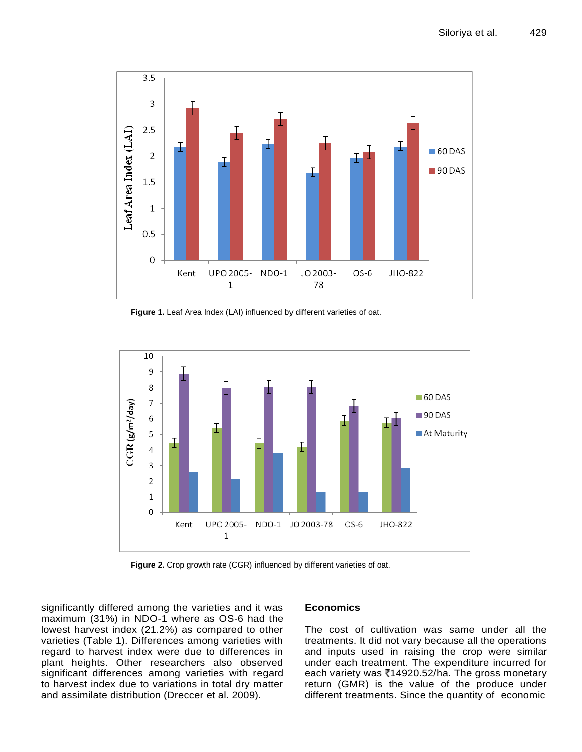Figure 1. Leaf Area Index (LAI) influenced by different varieties of oat.

Figure 2. Crop growth rate (CGR) influenced by different varieties of oat.

significantly differed among the varieties and it was maximum (31%) in NDO-1 where as OS-6 had the lowest harvest index (21.2%) as compared to other varieties (Table 1). Differences among varieties with regard to harvest index were due to differences in plant heights. Other researchers also observed significant differences among varieties with regard to harvest index due to variations in total dry matter and assimilate distribution (Dreccer et al. 2009).

## Economics

The cost of cultivation was same under all the treatments. It did not vary because all the operations and inputs used in raising the crop were similar under each treatment. The expenditure incurred for each variety was ₹14920.52/ha. The gross monetary return (GMR) is the value of the produce under different treatments. Since the quantity of economic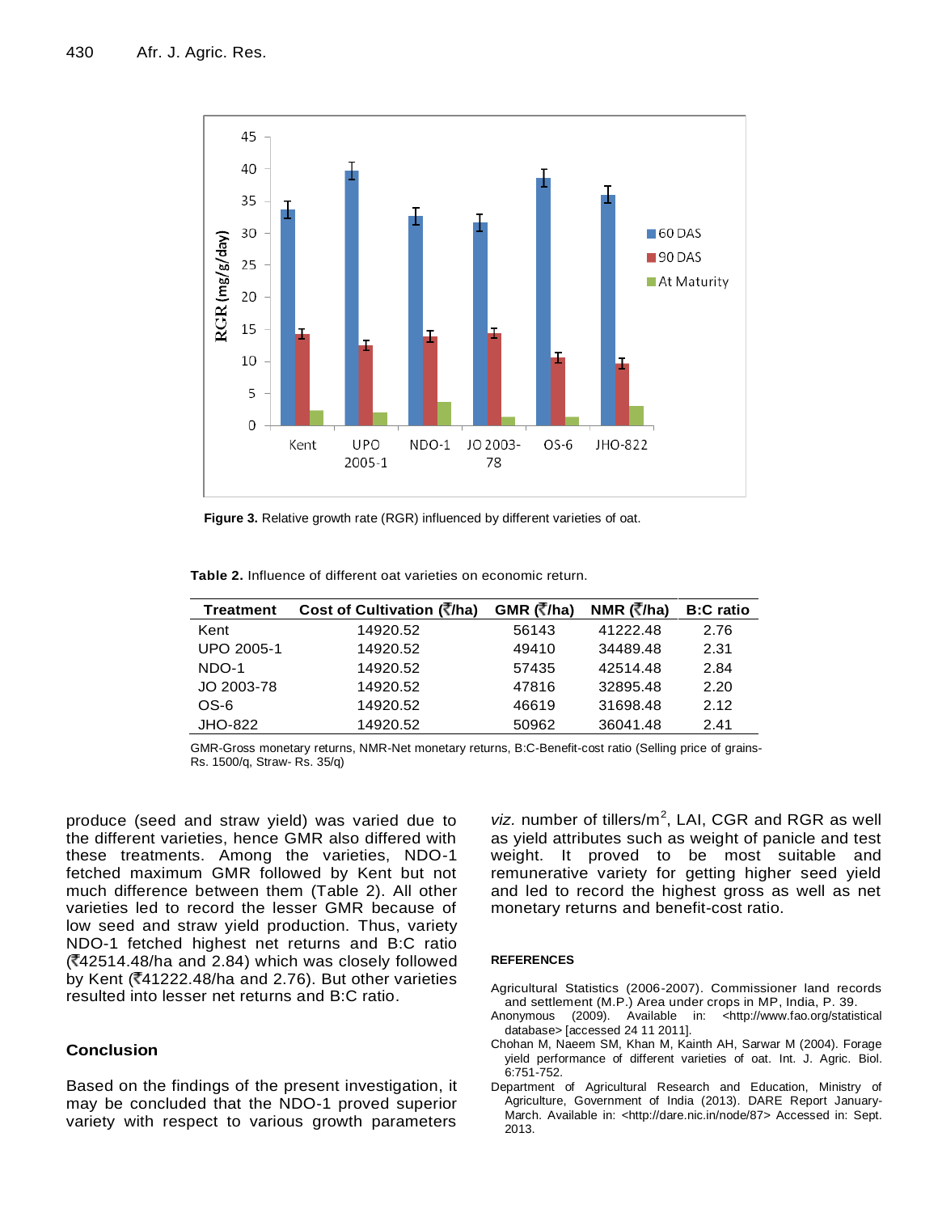**Figure 3.** Relative growth rate (RGR) influenced by different varieties of oat.

**Table 2.** Influence of different oat varieties on economic return.

| Treatment | Cost of Cultivation (₹/ha) | GMR (₹/ha) | NMR (₹/ha) | B:C ratio |
|---|---|---|---|---|
| Kent | 14920.52 | 56143 | 41222.48 | 2.76 |
| UPO 2005-1 | 14920.52 | 49410 | 34489.48 | 2.31 |
| NDO-1 | 14920.52 | 57435 | 42514.48 | 2.84 |
| JO 2003-78 | 14920.52 | 47816 | 32895.48 | 2.20 |
| OS-6 | 14920.52 | 46619 | 31698.48 | 2.12 |
| JHO-822 | 14920.52 | 50962 | 36041.48 | 2.41 |

GMR-Gross monetary returns, NMR-Net monetary returns, B:C-Benefit-cost ratio (Selling price of grains- Rs. 1500/q, Straw- Rs. 35/q)

produce (seed and straw yield) was varied due to the different varieties, hence GMR also differed with these treatments. Among the varieties, NDO-1 fetched maximum GMR followed by Kent but not much difference between them (Table 2). All other varieties led to record the lesser GMR because of low seed and straw yield production. Thus, variety NDO-1 fetched highest net returns and B:C ratio (₹42514.48/ha and 2.84) which was closely followed by Kent (₹41222.48/ha and 2.76). But other varieties resulted into lesser net returns and B:C ratio.

## Conclusion

Based on the findings of the present investigation, it may be concluded that the NDO-1 proved superior variety with respect to various growth parameters *viz.* number of tillers/m$^2$, LAI, CGR and RGR as well as yield attributes such as weight of panicle and test weight. It proved to be most suitable and remunerative variety for getting higher seed yield and led to record the highest gross as well as net monetary returns and benefit-cost ratio.

## REFERENCES

Agricultural Statistics (2006-2007). Commissioner land records and settlement (M.P.) Area under crops in MP, India, P. 39.

Anonymous (2009). Available in: <http://www.fao.org/statistical database> [accessed 24 11 2011].

Chohan M, Naeem SM, Khan M, Kainth AH, Sarwar M (2004). Forage yield performance of different varieties of oat. Int. J. Agric. Biol. 6:751-752.

Department of Agricultural Research and Education, Ministry of Agriculture, Government of India (2013). DARE Report January-March. Available in: <http://dare.nic.in/node/87> Accessed in: Sept. 2013.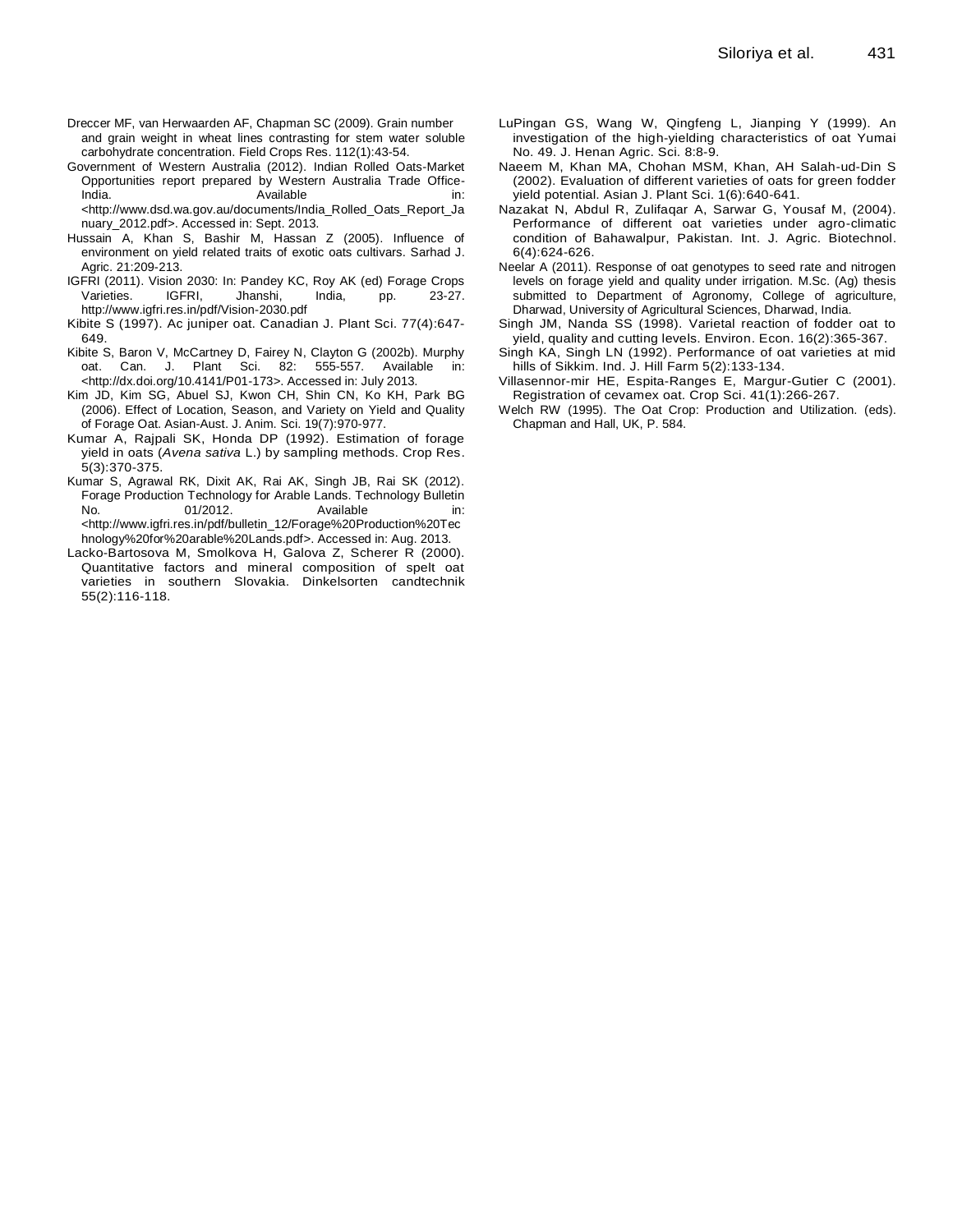Dreccer MF, van Herwaarden AF, Chapman SC (2009). Grain number and grain weight in wheat lines contrasting for stem water soluble carbohydrate concentration. Field Crops Res. 112(1):43-54.

Government of Western Australia (2012). Indian Rolled Oats-Market Opportunities report prepared by Western Australia Trade Office-India. Available in: <http://www.dsd.wa.gov.au/documents/India_Rolled_Oats_Report_January_2012.pdf>. Accessed in: Sept. 2013.

Hussain A, Khan S, Bashir M, Hassan Z (2005). Influence of environment on yield related traits of exotic oats cultivars. Sarhad J. Agric. 21:209-213.

IGFRI (2011). Vision 2030: In: Pandey KC, Roy AK (ed) Forage Crops Varieties. IGFRI, Jhanshi, India, pp. 23-27. http://www.igfri.res.in/pdf/Vision-2030.pdf

Kibite S (1997). Ac juniper oat. Canadian J. Plant Sci. 77(4):647-649.

Kibite S, Baron V, McCartney D, Fairey N, Clayton G (2002b). Murphy oat. Can. J. Plant Sci. 82: 555-557. Available in: <http://dx.doi.org/10.4141/P01-173>. Accessed in: July 2013.

Kim JD, Kim SG, Abuel SJ, Kwon CH, Shin CN, Ko KH, Park BG (2006). Effect of Location, Season, and Variety on Yield and Quality of Forage Oat. Asian-Aust. J. Anim. Sci. 19(7):970-977.

Kumar A, Rajpali SK, Honda DP (1992). Estimation of forage yield in oats (*Avena sativa* L.) by sampling methods. Crop Res. 5(3):370-375.

Kumar S, Agrawal RK, Dixit AK, Rai AK, Singh JB, Rai SK (2012). Forage Production Technology for Arable Lands. Technology Bulletin No. 01/2012. Available in: <http://www.igfri.res.in/pdf/bulletin_12/Forage%20Production%20Technology%20for%20arable%20Lands.pdf>. Accessed in: Aug. 2013.

Lacko-Bartosova M, Smolkova H, Galova Z, Scherer R (2000). Quantitative factors and mineral composition of spelt oat varieties in southern Slovakia. Dinkelsorten candtechnik 55(2):116-118.

LuPingan GS, Wang W, Qingfeng L, Jianping Y (1999). An investigation of the high-yielding characteristics of oat Yumai No. 49. J. Henan Agric. Sci. 8:8-9.

Naeem M, Khan MA, Chohan MSM, Khan, AH Salah-ud-Din S (2002). Evaluation of different varieties of oats for green fodder yield potential. Asian J. Plant Sci. 1(6):640-641.

Nazakat N, Abdul R, Zulifaqar A, Sarwar G, Yousaf M, (2004). Performance of different oat varieties under agro-climatic condition of Bahawalpur, Pakistan. Int. J. Agric. Biotechnol. 6(4):624-626.

Neelar A (2011). Response of oat genotypes to seed rate and nitrogen levels on forage yield and quality under irrigation. M.Sc. (Ag) thesis submitted to Department of Agronomy, College of agriculture, Dharwad, University of Agricultural Sciences, Dharwad, India.

Singh JM, Nanda SS (1998). Varietal reaction of fodder oat to yield, quality and cutting levels. Environ. Econ. 16(2):365-367.

Singh KA, Singh LN (1992). Performance of oat varieties at mid hills of Sikkim. Ind. J. Hill Farm 5(2):133-134.

Villasennor-mir HE, Espita-Ranges E, Margur-Gutier C (2001). Registration of cevamex oat. Crop Sci. 41(1):266-267.

Welch RW (1995). The Oat Crop: Production and Utilization. (eds). Chapman and Hall, UK, P. 584.